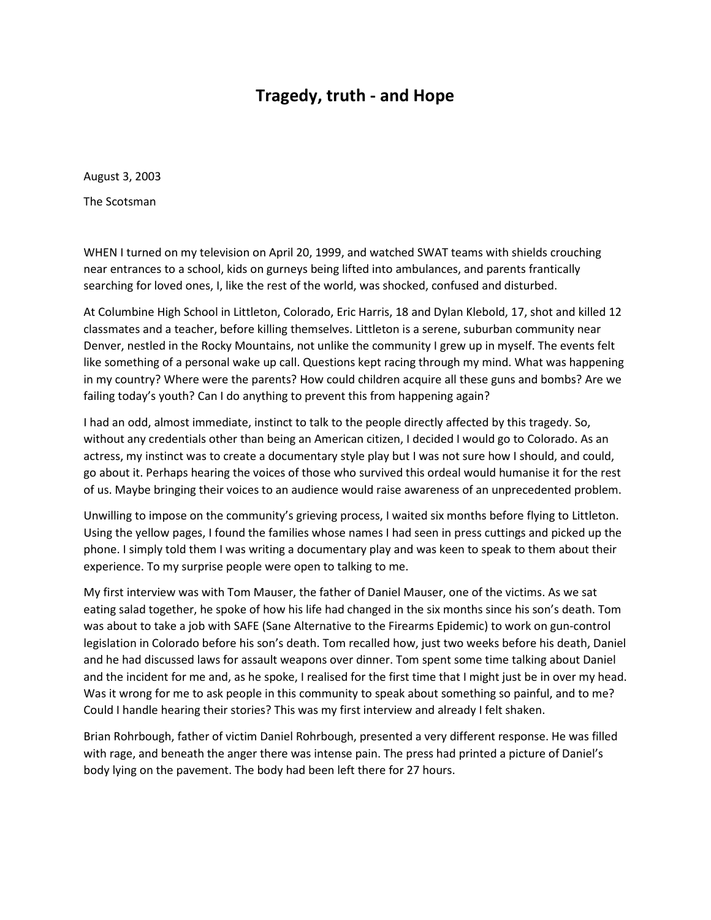# Tragedy, truth - and Hope

August 3, 2003

The Scotsman

WHEN I turned on my television on April 20, 1999, and watched SWAT teams with shields crouching near entrances to a school, kids on gurneys being lifted into ambulances, and parents frantically searching for loved ones, I, like the rest of the world, was shocked, confused and disturbed.

At Columbine High School in Littleton, Colorado, Eric Harris, 18 and Dylan Klebold, 17, shot and killed 12 classmates and a teacher, before killing themselves. Littleton is a serene, suburban community near Denver, nestled in the Rocky Mountains, not unlike the community I grew up in myself. The events felt like something of a personal wake up call. Questions kept racing through my mind. What was happening in my country? Where were the parents? How could children acquire all these guns and bombs? Are we failing today's youth? Can I do anything to prevent this from happening again?

I had an odd, almost immediate, instinct to talk to the people directly affected by this tragedy. So, without any credentials other than being an American citizen, I decided I would go to Colorado. As an actress, my instinct was to create a documentary style play but I was not sure how I should, and could, go about it. Perhaps hearing the voices of those who survived this ordeal would humanise it for the rest of us. Maybe bringing their voices to an audience would raise awareness of an unprecedented problem.

Unwilling to impose on the community's grieving process, I waited six months before flying to Littleton. Using the yellow pages, I found the families whose names I had seen in press cuttings and picked up the phone. I simply told them I was writing a documentary play and was keen to speak to them about their experience. To my surprise people were open to talking to me.

My first interview was with Tom Mauser, the father of Daniel Mauser, one of the victims. As we sat eating salad together, he spoke of how his life had changed in the six months since his son's death. Tom was about to take a job with SAFE (Sane Alternative to the Firearms Epidemic) to work on gun-control legislation in Colorado before his son's death. Tom recalled how, just two weeks before his death, Daniel and he had discussed laws for assault weapons over dinner. Tom spent some time talking about Daniel and the incident for me and, as he spoke, I realised for the first time that I might just be in over my head. Was it wrong for me to ask people in this community to speak about something so painful, and to me? Could I handle hearing their stories? This was my first interview and already I felt shaken.

Brian Rohrbough, father of victim Daniel Rohrbough, presented a very different response. He was filled with rage, and beneath the anger there was intense pain. The press had printed a picture of Daniel's body lying on the pavement. The body had been left there for 27 hours.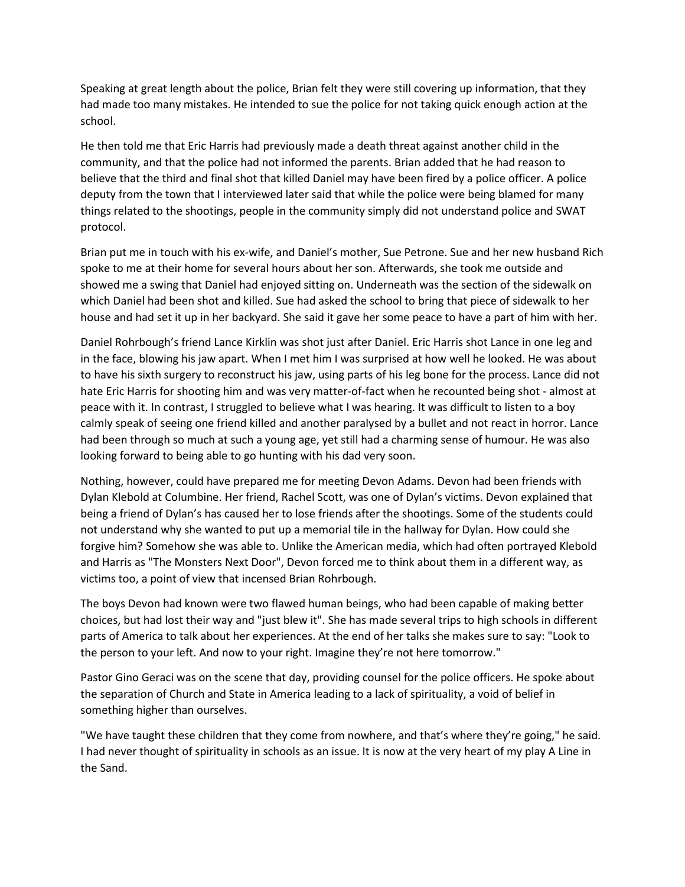Speaking at great length about the police, Brian felt they were still covering up information, that they had made too many mistakes. He intended to sue the police for not taking quick enough action at the school.

He then told me that Eric Harris had previously made a death threat against another child in the community, and that the police had not informed the parents. Brian added that he had reason to believe that the third and final shot that killed Daniel may have been fired by a police officer. A police deputy from the town that I interviewed later said that while the police were being blamed for many things related to the shootings, people in the community simply did not understand police and SWAT protocol.

Brian put me in touch with his ex-wife, and Daniel's mother, Sue Petrone. Sue and her new husband Rich spoke to me at their home for several hours about her son. Afterwards, she took me outside and showed me a swing that Daniel had enjoyed sitting on. Underneath was the section of the sidewalk on which Daniel had been shot and killed. Sue had asked the school to bring that piece of sidewalk to her house and had set it up in her backyard. She said it gave her some peace to have a part of him with her.

Daniel Rohrbough's friend Lance Kirklin was shot just after Daniel. Eric Harris shot Lance in one leg and in the face, blowing his jaw apart. When I met him I was surprised at how well he looked. He was about to have his sixth surgery to reconstruct his jaw, using parts of his leg bone for the process. Lance did not hate Eric Harris for shooting him and was very matter-of-fact when he recounted being shot - almost at peace with it. In contrast, I struggled to believe what I was hearing. It was difficult to listen to a boy calmly speak of seeing one friend killed and another paralysed by a bullet and not react in horror. Lance had been through so much at such a young age, yet still had a charming sense of humour. He was also looking forward to being able to go hunting with his dad very soon.

Nothing, however, could have prepared me for meeting Devon Adams. Devon had been friends with Dylan Klebold at Columbine. Her friend, Rachel Scott, was one of Dylan's victims. Devon explained that being a friend of Dylan's has caused her to lose friends after the shootings. Some of the students could not understand why she wanted to put up a memorial tile in the hallway for Dylan. How could she forgive him? Somehow she was able to. Unlike the American media, which had often portrayed Klebold and Harris as "The Monsters Next Door", Devon forced me to think about them in a different way, as victims too, a point of view that incensed Brian Rohrbough.

The boys Devon had known were two flawed human beings, who had been capable of making better choices, but had lost their way and "just blew it". She has made several trips to high schools in different parts of America to talk about her experiences. At the end of her talks she makes sure to say: "Look to the person to your left. And now to your right. Imagine they're not here tomorrow."

Pastor Gino Geraci was on the scene that day, providing counsel for the police officers. He spoke about the separation of Church and State in America leading to a lack of spirituality, a void of belief in something higher than ourselves.

"We have taught these children that they come from nowhere, and that's where they're going," he said. I had never thought of spirituality in schools as an issue. It is now at the very heart of my play A Line in the Sand.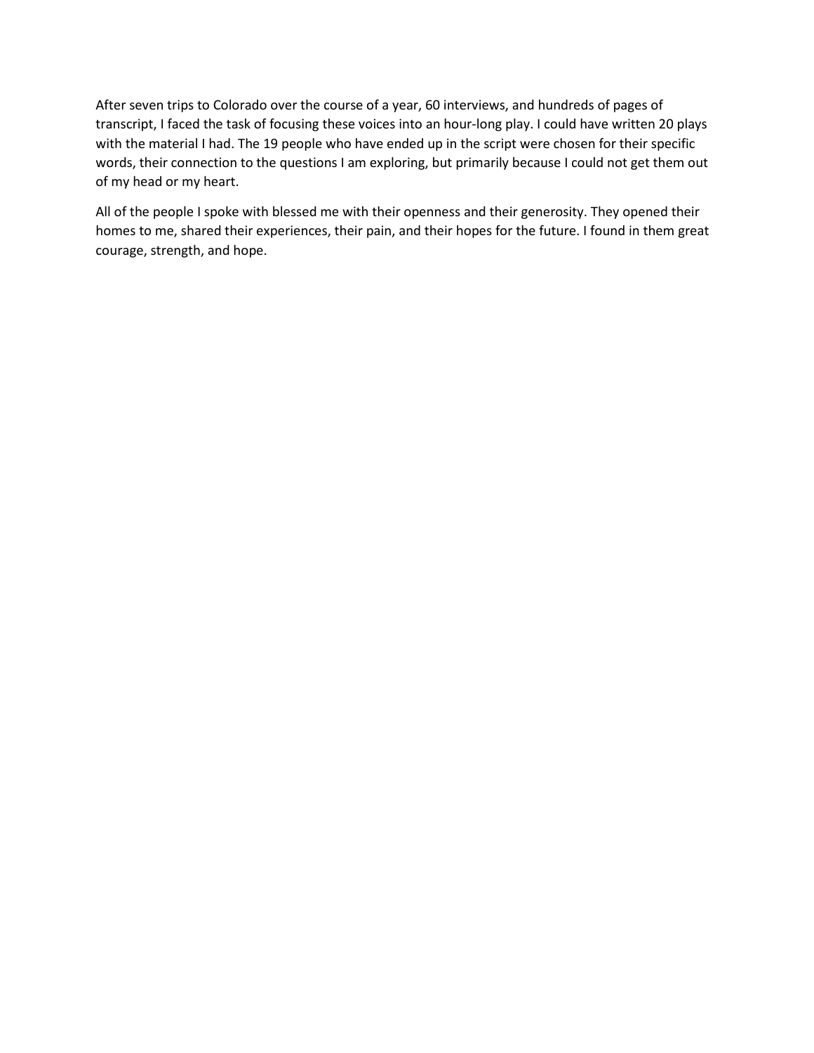After seven trips to Colorado over the course of a year, 60 interviews, and hundreds of pages of transcript, I faced the task of focusing these voices into an hour-long play. I could have written 20 plays with the material I had. The 19 people who have ended up in the script were chosen for their specific words, their connection to the questions I am exploring, but primarily because I could not get them out of my head or my heart.

All of the people I spoke with blessed me with their openness and their generosity. They opened their homes to me, shared their experiences, their pain, and their hopes for the future. I found in them great courage, strength, and hope.